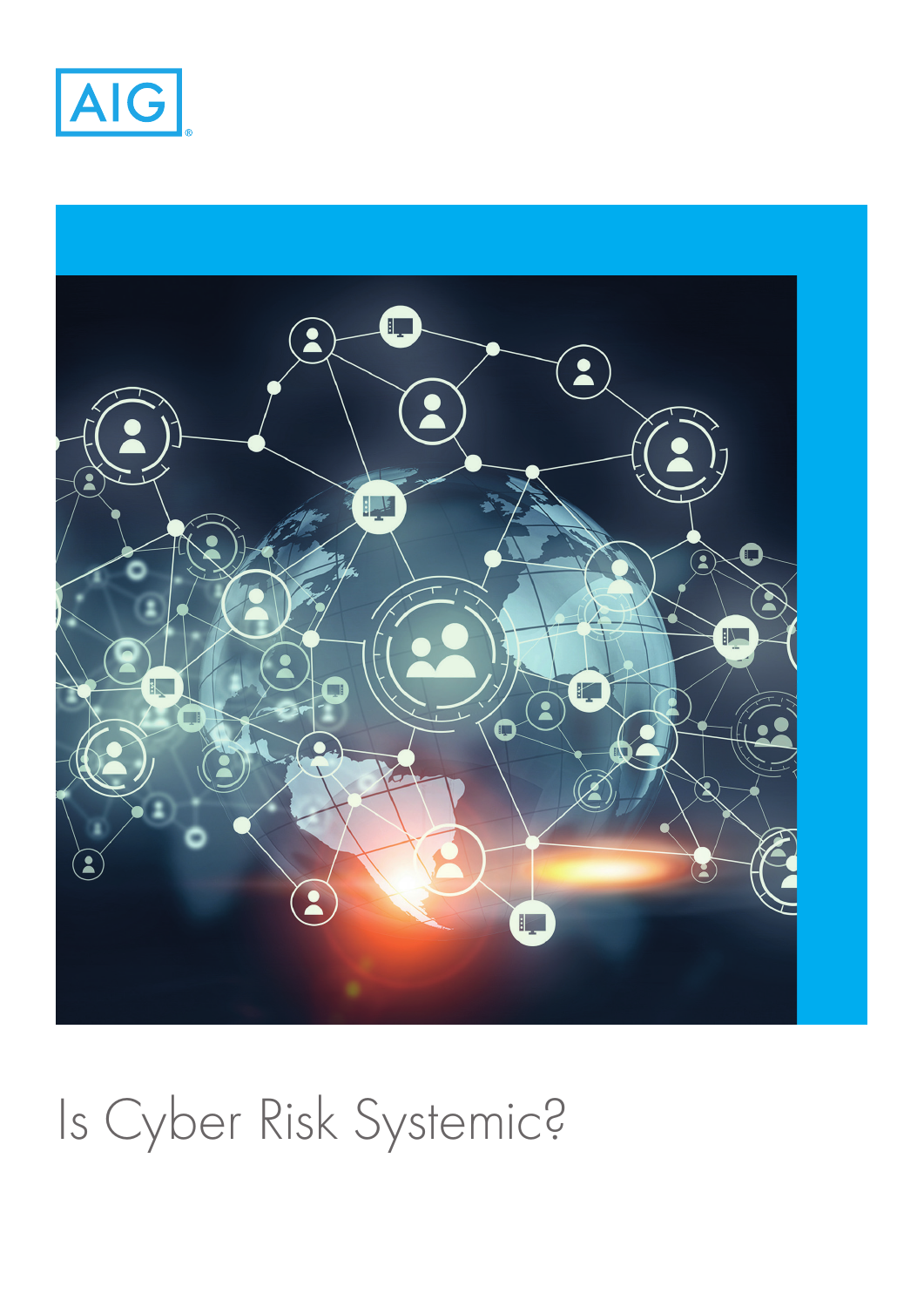AIG

# Is Cyber Risk Systemic?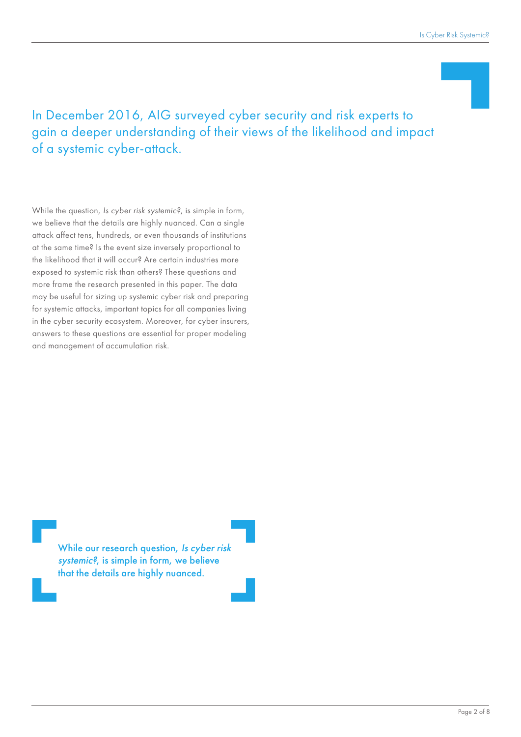## In December 2016, AIG surveyed cyber security and risk experts to gain a deeper understanding of their views of the likelihood and impact of a systemic cyber-attack.

While the question, *Is cyber risk systemic?*, is simple in form, we believe that the details are highly nuanced. Can a single attack affect tens, hundreds, or even thousands of institutions at the same time? Is the event size inversely proportional to the likelihood that it will occur? Are certain industries more exposed to systemic risk than others? These questions and more frame the research presented in this paper. The data may be useful for sizing up systemic cyber risk and preparing for systemic attacks, important topics for all companies living in the cyber security ecosystem. Moreover, for cyber insurers, answers to these questions are essential for proper modeling and management of accumulation risk.

> While our research question, *Is cyber risk systemic?*, is simple in form, we believe that the details are highly nuanced.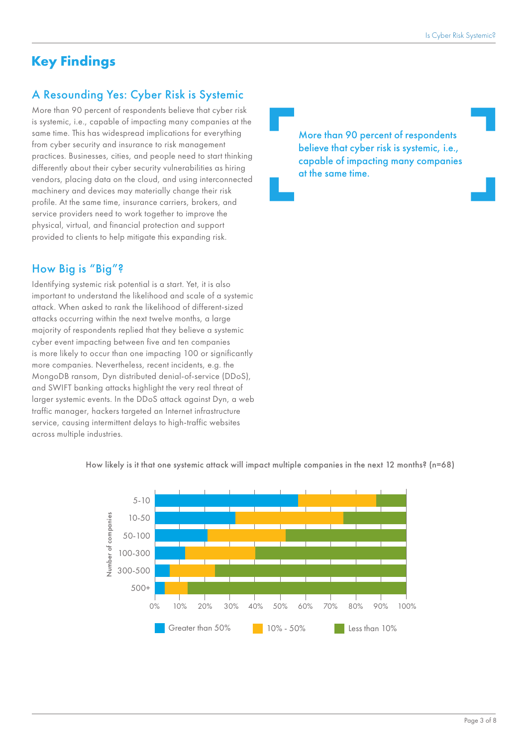# Key Findings

## A Resounding Yes: Cyber Risk is Systemic

More than 90 percent of respondents believe that cyber risk is systemic, i.e., capable of impacting many companies at the same time. This has widespread implications for everything from cyber security and insurance to risk management practices. Businesses, cities, and people need to start thinking differently about their cyber security vulnerabilities as hiring vendors, placing data on the cloud, and using interconnected machinery and devices may materially change their risk profile. At the same time, insurance carriers, brokers, and service providers need to work together to improve the physical, virtual, and financial protection and support provided to clients to help mitigate this expanding risk.

> More than 90 percent of respondents believe that cyber risk is systemic, i.e., capable of impacting many companies at the same time.

## How Big is "Big"?

Identifying systemic risk potential is a start. Yet, it is also important to understand the likelihood and scale of a systemic attack. When asked to rank the likelihood of different-sized attacks occurring within the next twelve months, a large majority of respondents replied that they believe a systemic cyber event impacting between five and ten companies is more likely to occur than one impacting 100 or significantly more companies. Nevertheless, recent incidents, e.g. the MongoDB ransom, Dyn distributed denial-of-service (DDoS), and SWIFT banking attacks highlight the very real threat of larger systemic events. In the DDoS attack against Dyn, a web traffic manager, hackers targeted an Internet infrastructure service, causing intermittent delays to high-traffic websites across multiple industries.

How likely is it that one systemic attack will impact multiple companies in the next 12 months? (n=68)

| Number of companies | Greater than 50% | 10% - 50% | Less than 10% |
|---|---|---|---|
| 5-10 | ~57% | ~31% | ~12% |
| 10-50 | ~32% | ~43% | ~25% |
| 50-100 | ~21% | ~31% | ~48% |
| 100-300 | ~12% | ~28% | ~60% |
| 300-500 | ~6% | ~18% | ~76% |
| 500+ | ~4% | ~9% | ~87% |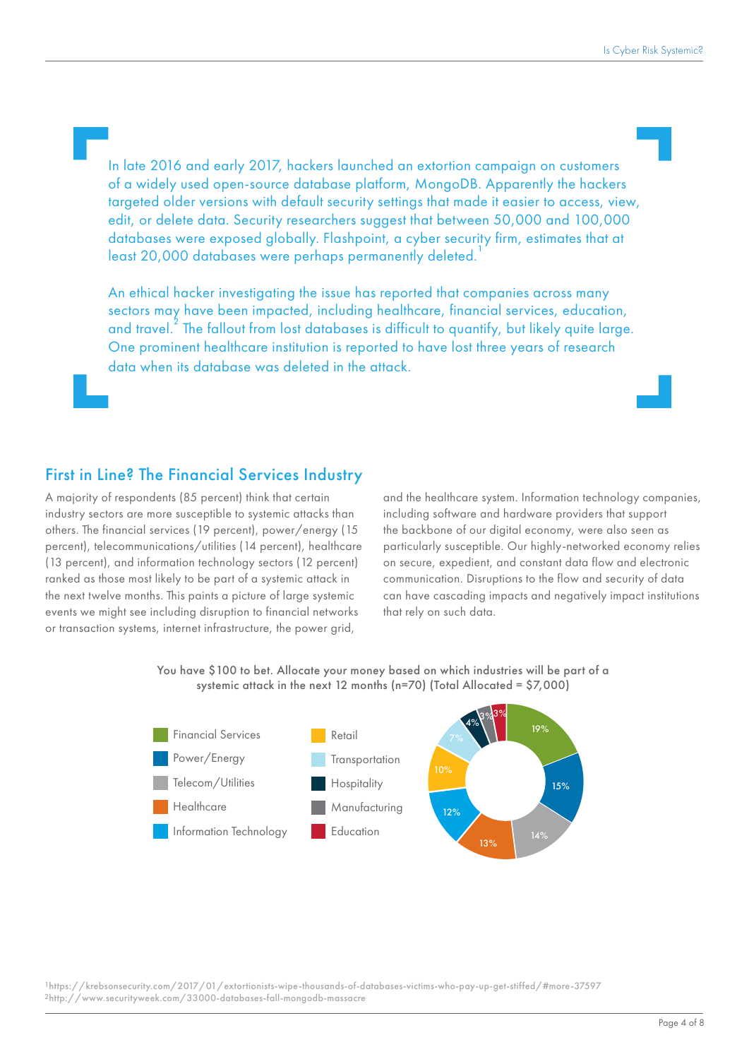In late 2016 and early 2017, hackers launched an extortion campaign on customers of a widely used open-source database platform, MongoDB. Apparently the hackers targeted older versions with default security settings that made it easier to access, view, edit, or delete data. Security researchers suggest that between 50,000 and 100,000 databases were exposed globally. Flashpoint, a cyber security firm, estimates that at least 20,000 databases were perhaps permanently deleted.[1]

An ethical hacker investigating the issue has reported that companies across many sectors may have been impacted, including healthcare, financial services, education, and travel.[2] The fallout from lost databases is difficult to quantify, but likely quite large. One prominent healthcare institution is reported to have lost three years of research data when its database was deleted in the attack.

## First in Line? The Financial Services Industry

A majority of respondents (85 percent) think that certain industry sectors are more susceptible to systemic attacks than others. The financial services (19 percent), power/energy (15 percent), telecommunications/utilities (14 percent), healthcare (13 percent), and information technology sectors (12 percent) ranked as those most likely to be part of a systemic attack in the next twelve months. This paints a picture of large systemic events we might see including disruption to financial networks or transaction systems, internet infrastructure, the power grid, and the healthcare system. Information technology companies, including software and hardware providers that support the backbone of our digital economy, were also seen as particularly susceptible. Our highly-networked economy relies on secure, expedient, and constant data flow and electronic communication. Disruptions to the flow and security of data can have cascading impacts and negatively impact institutions that rely on such data.

You have $100 to bet. Allocate your money based on which industries will be part of a systemic attack in the next 12 months (n=70) (Total Allocated = $7,000)

| Industry | Share |
|---|---|
| Financial Services | 19% |
| Power/Energy | 15% |
| Telecom/Utilities | 14% |
| Healthcare | 13% |
| Information Technology | 12% |
| Retail | 10% |
| Transportation | 7% |
| Hospitality | 4% |
| Manufacturing | 3% |
| Education | 3% |

[1] https://krebsonsecurity.com/2017/01/extortionists-wipe-thousands-of-databases-victims-who-pay-up-get-stiffed/#more-37597
[2] http://www.securityweek.com/33000-databases-fall-mongodb-massacre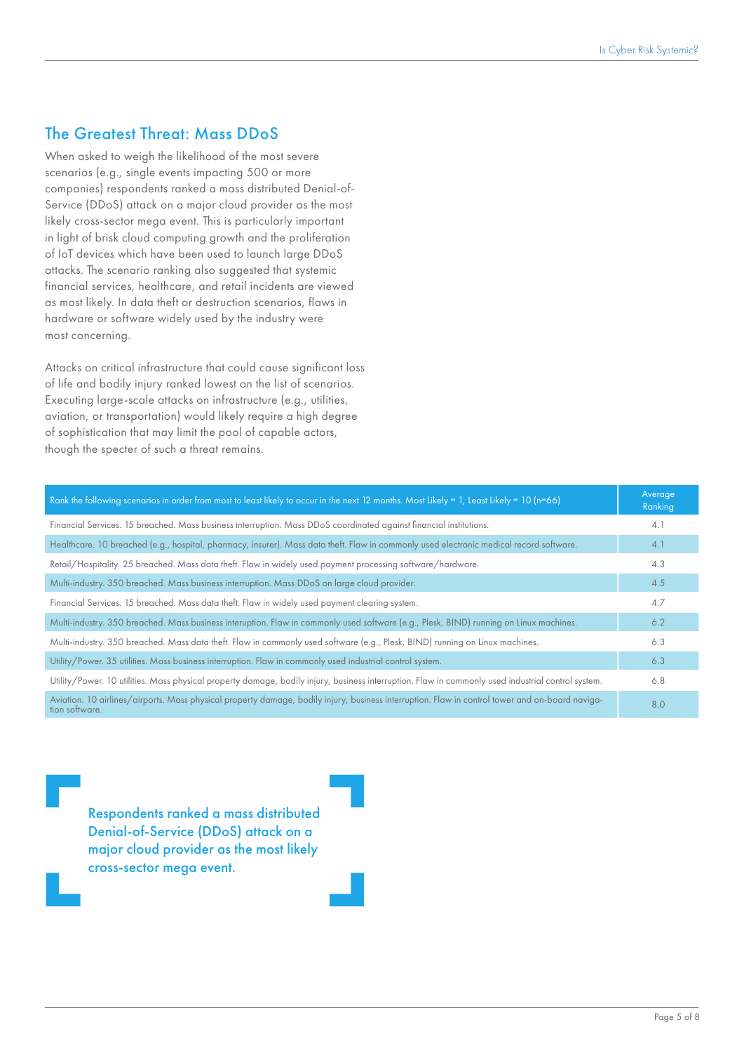## The Greatest Threat: Mass DDoS

When asked to weigh the likelihood of the most severe scenarios (e.g., single events impacting 500 or more companies) respondents ranked a mass distributed Denial-of-Service (DDoS) attack on a major cloud provider as the most likely cross-sector mega event. This is particularly important in light of brisk cloud computing growth and the proliferation of IoT devices which have been used to launch large DDoS attacks. The scenario ranking also suggested that systemic financial services, healthcare, and retail incidents are viewed as most likely. In data theft or destruction scenarios, flaws in hardware or software widely used by the industry were most concerning.

Attacks on critical infrastructure that could cause significant loss of life and bodily injury ranked lowest on the list of scenarios. Executing large-scale attacks on infrastructure (e.g., utilities, aviation, or transportation) would likely require a high degree of sophistication that may limit the pool of capable actors, though the specter of such a threat remains.

| Rank the following scenarios in order from most to least likely to occur in the next 12 months. Most Likely = 1, Least Likely = 10 (n=66) | Average Ranking |
|---|---|
| Financial Services. 15 breached. Mass business interruption. Mass DDoS coordinated against financial institutions. | 4.1 |
| Healthcare. 10 breached (e.g., hospital, pharmacy, insurer). Mass data theft. Flaw in commonly used electronic medical record software. | 4.1 |
| Retail/Hospitality. 25 breached. Mass data theft. Flaw in widely used payment processing software/hardware. | 4.3 |
| Multi-industry. 350 breached. Mass business interruption. Mass DDoS on large cloud provider. | 4.5 |
| Financial Services. 15 breached. Mass data theft. Flaw in widely used payment clearing system. | 4.7 |
| Multi-industry. 350 breached. Mass business interuption. Flaw in commonly used software (e.g., Plesk, BIND) running on Linux machines. | 6.2 |
| Multi-industry. 350 breached. Mass data theft. Flaw in commonly used software (e.g., Plesk, BIND) running on Linux machines. | 6.3 |
| Utility/Power. 35 utilities. Mass business interruption. Flaw in commonly used industrial control system. | 6.3 |
| Utility/Power. 10 utilities. Mass physical property damage, bodily injury, business interruption. Flaw in commonly used industrial control system. | 6.8 |
| Aviation. 10 airlines/airports. Mass physical property damage, bodily injury, business interruption. Flaw in control tower and on-board navigation software. | 8.0 |

> Respondents ranked a mass distributed Denial-of-Service (DDoS) attack on a major cloud provider as the most likely cross-sector mega event.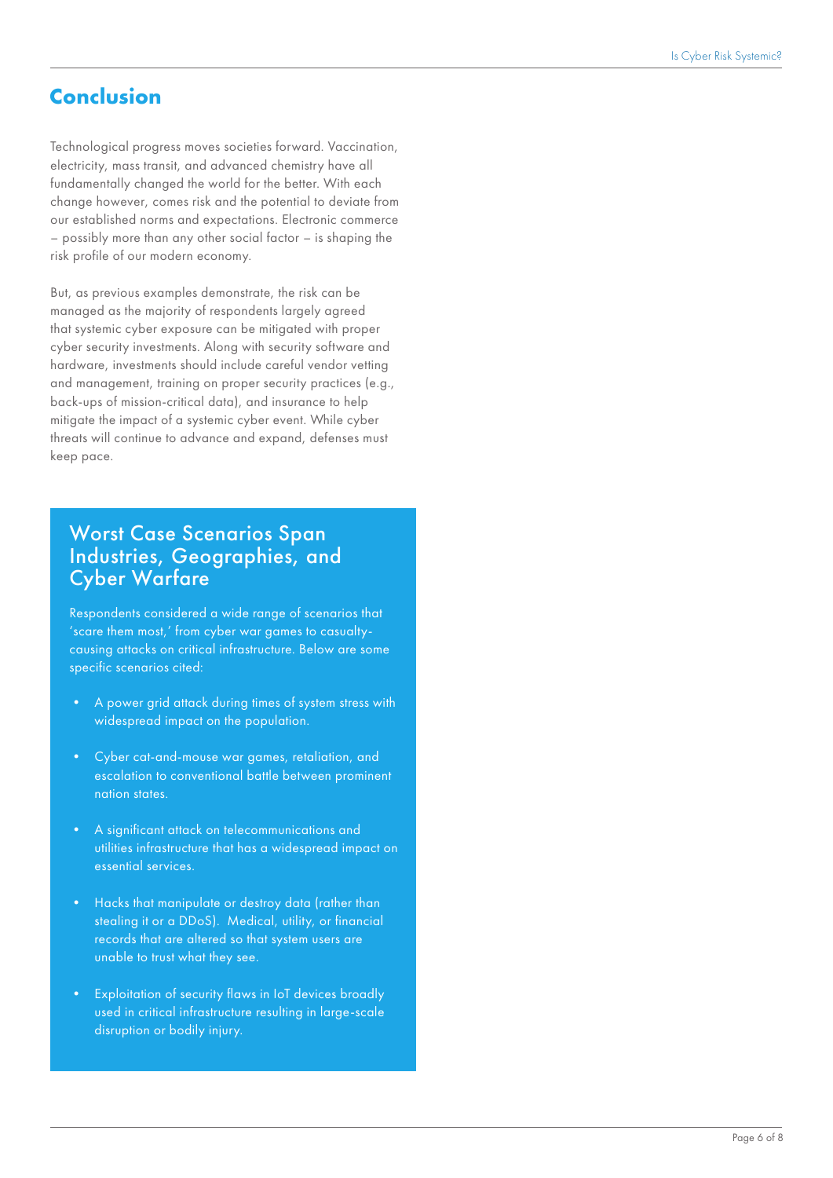## Conclusion

Technological progress moves societies forward. Vaccination, electricity, mass transit, and advanced chemistry have all fundamentally changed the world for the better. With each change however, comes risk and the potential to deviate from our established norms and expectations. Electronic commerce – possibly more than any other social factor – is shaping the risk profile of our modern economy.

But, as previous examples demonstrate, the risk can be managed as the majority of respondents largely agreed that systemic cyber exposure can be mitigated with proper cyber security investments. Along with security software and hardware, investments should include careful vendor vetting and management, training on proper security practices (e.g., back-ups of mission-critical data), and insurance to help mitigate the impact of a systemic cyber event. While cyber threats will continue to advance and expand, defenses must keep pace.

### Worst Case Scenarios Span Industries, Geographies, and Cyber Warfare

Respondents considered a wide range of scenarios that 'scare them most,' from cyber war games to casualty-causing attacks on critical infrastructure. Below are some specific scenarios cited:

- A power grid attack during times of system stress with widespread impact on the population.
- Cyber cat-and-mouse war games, retaliation, and escalation to conventional battle between prominent nation states.
- A significant attack on telecommunications and utilities infrastructure that has a widespread impact on essential services.
- Hacks that manipulate or destroy data (rather than stealing it or a DDoS). Medical, utility, or financial records that are altered so that system users are unable to trust what they see.
- Exploitation of security flaws in IoT devices broadly used in critical infrastructure resulting in large-scale disruption or bodily injury.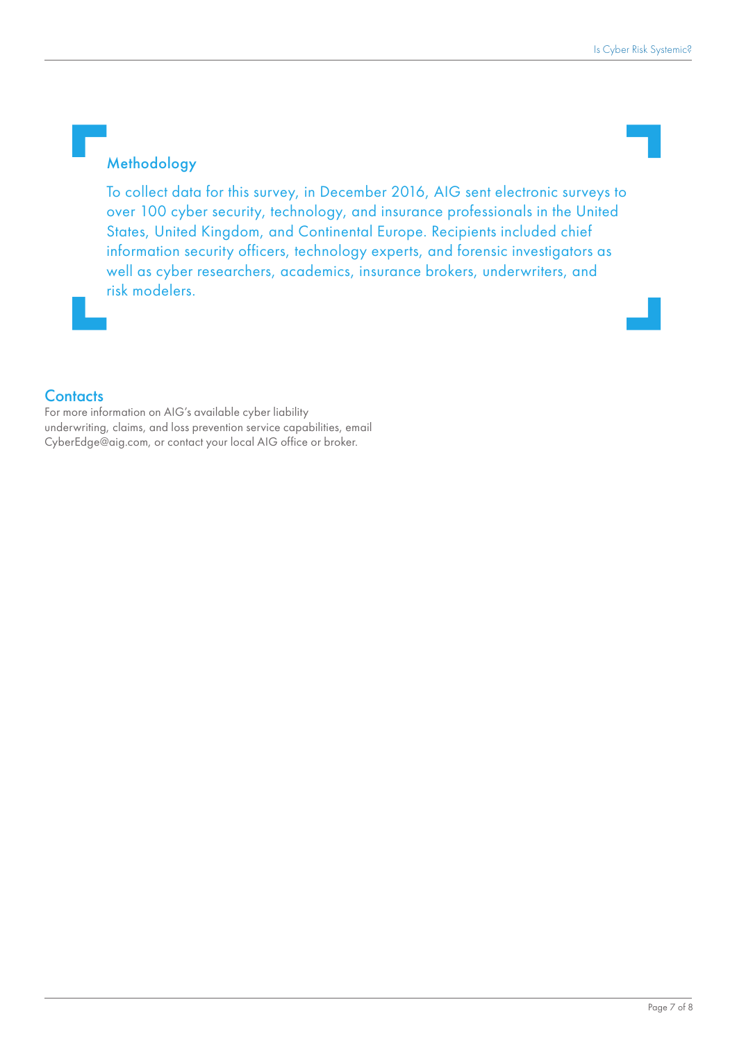## Methodology

To collect data for this survey, in December 2016, AIG sent electronic surveys to over 100 cyber security, technology, and insurance professionals in the United States, United Kingdom, and Continental Europe. Recipients included chief information security officers, technology experts, and forensic investigators as well as cyber researchers, academics, insurance brokers, underwriters, and risk modelers.

## Contacts

For more information on AIG's available cyber liability underwriting, claims, and loss prevention service capabilities, email CyberEdge@aig.com, or contact your local AIG office or broker.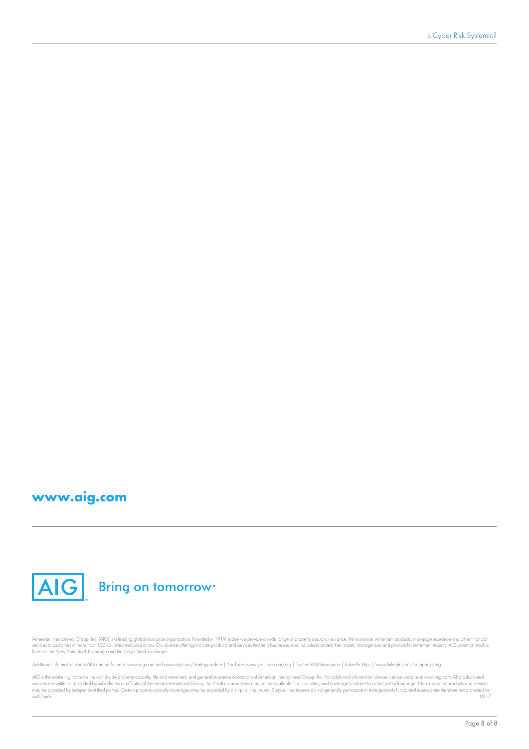**www.aig.com**

AIG Bring on tomorrow

American International Group, Inc. (AIG) is a leading global insurance organization. Founded in 1919, today we provide a wide range of property casualty insurance, life insurance, retirement products, mortgage insurance and other financial services to customers in more than 100 countries and jurisdictions. Our diverse offerings include products and services that help businesses and individuals protect their assets, manage risks and provide for retirement security. AIG common stock is listed on the New York Stock Exchange and the Tokyo Stock Exchange.

Additional information about AIG can be found at www.aig.com and www.aig.com/strategyupdate | YouTube: www.youtube.com/aig | Twitter: @AIGinsurance | LinkedIn: http://www.linkedin.com/company/aig.

AIG is the marketing name for the worldwide property-casualty, life and retirement, and general insurance operations of American International Group, Inc. For additional information, please visit our website at www.aig.com. All products and services are written or provided by subsidiaries or affiliates of American International Group, Inc. Products or services may not be available in all countries, and coverage is subject to actual policy language. Non-insurance products and services may be provided by independent third parties. Certain property-casualty coverages may be provided by a surplus lines insurer. Surplus lines insurers do not generally participate in state guaranty funds, and insureds are therefore not protected by such funds. 0217